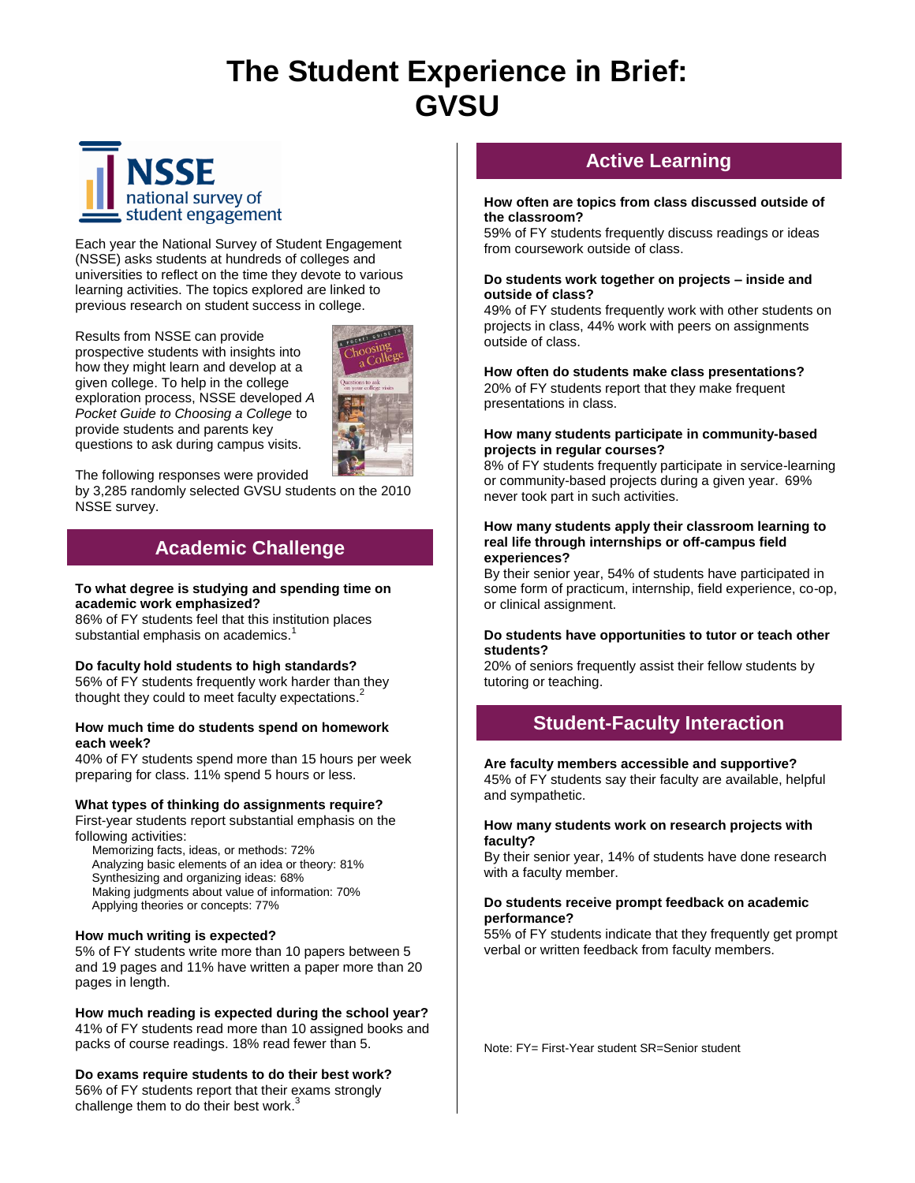# The Student Experience in Brief: GVSU

NSSE national survey of student engagement

Each year the National Survey of Student Engagement (NSSE) asks students at hundreds of colleges and universities to reflect on the time they devote to various learning activities. The topics explored are linked to previous research on student success in college.

Results from NSSE can provide prospective students with insights into how they might learn and develop at a given college. To help in the college exploration process, NSSE developed *A Pocket Guide to Choosing a College* to provide students and parents key questions to ask during campus visits.

The following responses were provided by 3,285 randomly selected GVSU students on the 2010 NSSE survey.

## Academic Challenge

**To what degree is studying and spending time on academic work emphasized?**
86% of FY students feel that this institution places substantial emphasis on academics.[1]

**Do faculty hold students to high standards?**
56% of FY students frequently work harder than they thought they could to meet faculty expectations.[2]

**How much time do students spend on homework each week?**
40% of FY students spend more than 15 hours per week preparing for class. 11% spend 5 hours or less.

**What types of thinking do assignments require?**
First-year students report substantial emphasis on the following activities:

- Memorizing facts, ideas, or methods: 72%
- Analyzing basic elements of an idea or theory: 81%
- Synthesizing and organizing ideas: 68%
- Making judgments about value of information: 70%
- Applying theories or concepts: 77%

**How much writing is expected?**
5% of FY students write more than 10 papers between 5 and 19 pages and 11% have written a paper more than 20 pages in length.

**How much reading is expected during the school year?**
41% of FY students read more than 10 assigned books and packs of course readings. 18% read fewer than 5.

**Do exams require students to do their best work?**
56% of FY students report that their exams strongly challenge them to do their best work.[3]

## Active Learning

**How often are topics from class discussed outside of the classroom?**
59% of FY students frequently discuss readings or ideas from coursework outside of class.

**Do students work together on projects – inside and outside of class?**
49% of FY students frequently work with other students on projects in class, 44% work with peers on assignments outside of class.

**How often do students make class presentations?**
20% of FY students report that they make frequent presentations in class.

**How many students participate in community-based projects in regular courses?**
8% of FY students frequently participate in service-learning or community-based projects during a given year. 69% never took part in such activities.

**How many students apply their classroom learning to real life through internships or off-campus field experiences?**
By their senior year, 54% of students have participated in some form of practicum, internship, field experience, co-op, or clinical assignment.

**Do students have opportunities to tutor or teach other students?**
20% of seniors frequently assist their fellow students by tutoring or teaching.

## Student-Faculty Interaction

**Are faculty members accessible and supportive?**
45% of FY students say their faculty are available, helpful and sympathetic.

**How many students work on research projects with faculty?**
By their senior year, 14% of students have done research with a faculty member.

**Do students receive prompt feedback on academic performance?**
55% of FY students indicate that they frequently get prompt verbal or written feedback from faculty members.

Note: FY= First-Year student SR=Senior student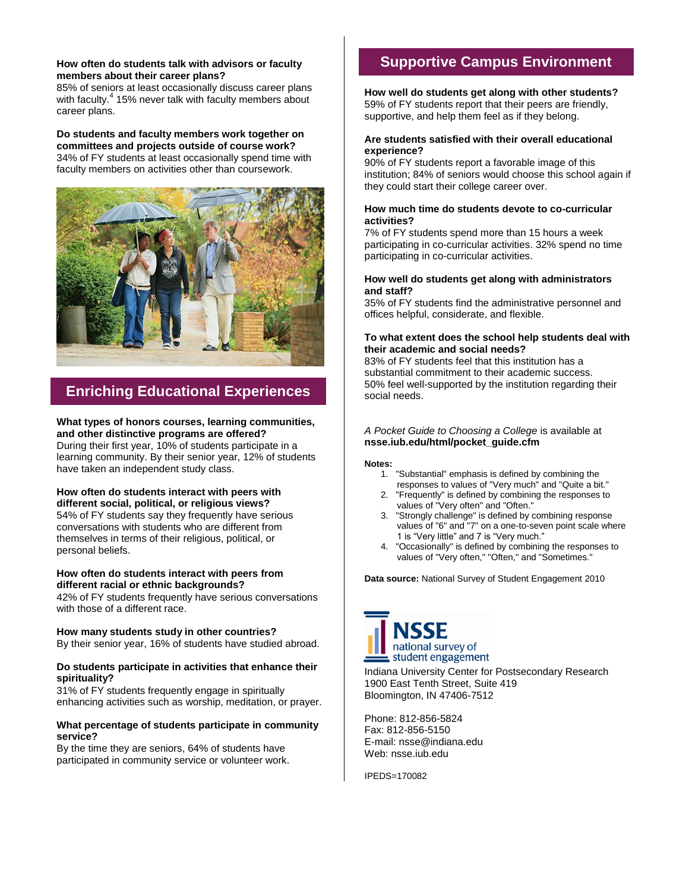**How often do students talk with advisors or faculty members about their career plans?**
85% of seniors at least occasionally discuss career plans with faculty.[4] 15% never talk with faculty members about career plans.

**Do students and faculty members work together on committees and projects outside of course work?**
34% of FY students at least occasionally spend time with faculty members on activities other than coursework.

## Enriching Educational Experiences

**What types of honors courses, learning communities, and other distinctive programs are offered?**
During their first year, 10% of students participate in a learning community. By their senior year, 12% of students have taken an independent study class.

**How often do students interact with peers with different social, political, or religious views?**
54% of FY students say they frequently have serious conversations with students who are different from themselves in terms of their religious, political, or personal beliefs.

**How often do students interact with peers from different racial or ethnic backgrounds?**
42% of FY students frequently have serious conversations with those of a different race.

**How many students study in other countries?**
By their senior year, 16% of students have studied abroad.

**Do students participate in activities that enhance their spirituality?**
31% of FY students frequently engage in spiritually enhancing activities such as worship, meditation, or prayer.

**What percentage of students participate in community service?**
By the time they are seniors, 64% of students have participated in community service or volunteer work.

## Supportive Campus Environment

**How well do students get along with other students?**
59% of FY students report that their peers are friendly, supportive, and help them feel as if they belong.

**Are students satisfied with their overall educational experience?**
90% of FY students report a favorable image of this institution; 84% of seniors would choose this school again if they could start their college career over.

**How much time do students devote to co-curricular activities?**
7% of FY students spend more than 15 hours a week participating in co-curricular activities. 32% spend no time participating in co-curricular activities.

**How well do students get along with administrators and staff?**
35% of FY students find the administrative personnel and offices helpful, considerate, and flexible.

**To what extent does the school help students deal with their academic and social needs?**
83% of FY students feel that this institution has a substantial commitment to their academic success. 50% feel well-supported by the institution regarding their social needs.

*A Pocket Guide to Choosing a College* is available at **nsse.iub.edu/html/pocket_guide.cfm**

**Notes:**

1. "Substantial" emphasis is defined by combining the responses to values of "Very much" and "Quite a bit."
2. "Frequently" is defined by combining the responses to values of "Very often" and "Often."
3. "Strongly challenge" is defined by combining response values of "6" and "7" on a one-to-seven point scale where 1 is "Very little" and 7 is "Very much."
4. "Occasionally" is defined by combining the responses to values of "Very often," "Often," and "Sometimes."

**Data source:** National Survey of Student Engagement 2010

NSSE
national survey of student engagement

Indiana University Center for Postsecondary Research
1900 East Tenth Street, Suite 419
Bloomington, IN 47406-7512

Phone: 812-856-5824
Fax: 812-856-5150
E-mail: nsse@indiana.edu
Web: nsse.iub.edu

IPEDS=170082